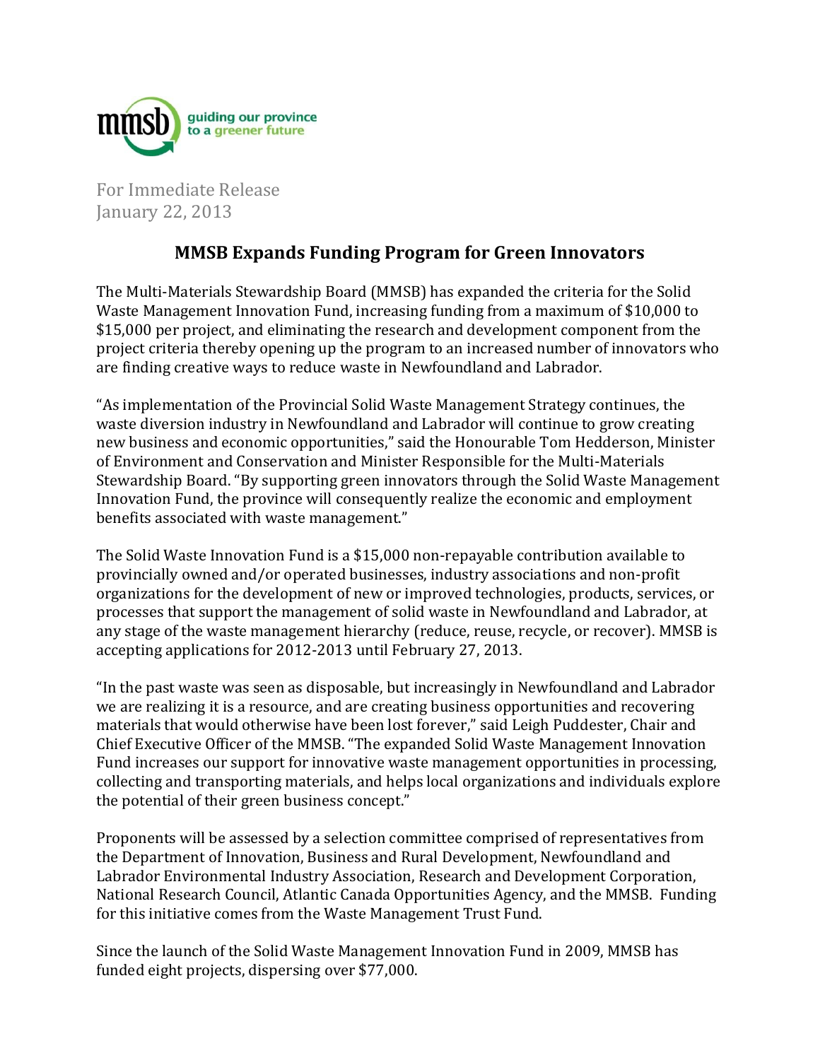mmsb guiding our province to a greener future

For Immediate Release
January 22, 2013

## MMSB Expands Funding Program for Green Innovators

The Multi-Materials Stewardship Board (MMSB) has expanded the criteria for the Solid Waste Management Innovation Fund, increasing funding from a maximum of $10,000 to $15,000 per project, and eliminating the research and development component from the project criteria thereby opening up the program to an increased number of innovators who are finding creative ways to reduce waste in Newfoundland and Labrador.

"As implementation of the Provincial Solid Waste Management Strategy continues, the waste diversion industry in Newfoundland and Labrador will continue to grow creating new business and economic opportunities," said the Honourable Tom Hedderson, Minister of Environment and Conservation and Minister Responsible for the Multi-Materials Stewardship Board. "By supporting green innovators through the Solid Waste Management Innovation Fund, the province will consequently realize the economic and employment benefits associated with waste management."

The Solid Waste Innovation Fund is a $15,000 non-repayable contribution available to provincially owned and/or operated businesses, industry associations and non-profit organizations for the development of new or improved technologies, products, services, or processes that support the management of solid waste in Newfoundland and Labrador, at any stage of the waste management hierarchy (reduce, reuse, recycle, or recover). MMSB is accepting applications for 2012-2013 until February 27, 2013.

"In the past waste was seen as disposable, but increasingly in Newfoundland and Labrador we are realizing it is a resource, and are creating business opportunities and recovering materials that would otherwise have been lost forever," said Leigh Puddester, Chair and Chief Executive Officer of the MMSB. "The expanded Solid Waste Management Innovation Fund increases our support for innovative waste management opportunities in processing, collecting and transporting materials, and helps local organizations and individuals explore the potential of their green business concept."

Proponents will be assessed by a selection committee comprised of representatives from the Department of Innovation, Business and Rural Development, Newfoundland and Labrador Environmental Industry Association, Research and Development Corporation, National Research Council, Atlantic Canada Opportunities Agency, and the MMSB. Funding for this initiative comes from the Waste Management Trust Fund.

Since the launch of the Solid Waste Management Innovation Fund in 2009, MMSB has funded eight projects, dispersing over $77,000.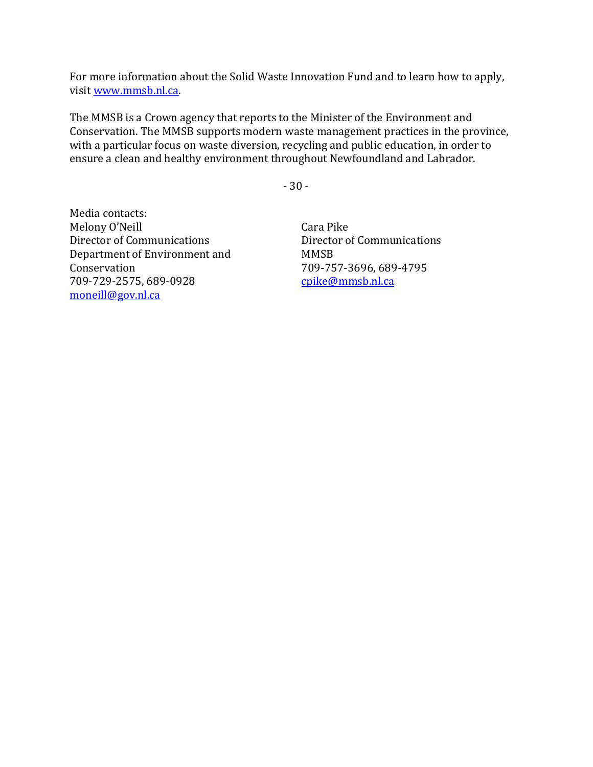For more information about the Solid Waste Innovation Fund and to learn how to apply, visit www.mmsb.nl.ca.

The MMSB is a Crown agency that reports to the Minister of the Environment and Conservation. The MMSB supports modern waste management practices in the province, with a particular focus on waste diversion, recycling and public education, in order to ensure a clean and healthy environment throughout Newfoundland and Labrador.

- 30 -

Media contacts:

Melony O'Neill
Director of Communications
Department of Environment and Conservation
709-729-2575, 689-0928
moneill@gov.nl.ca

Cara Pike
Director of Communications
MMSB
709-757-3696, 689-4795
cpike@mmsb.nl.ca